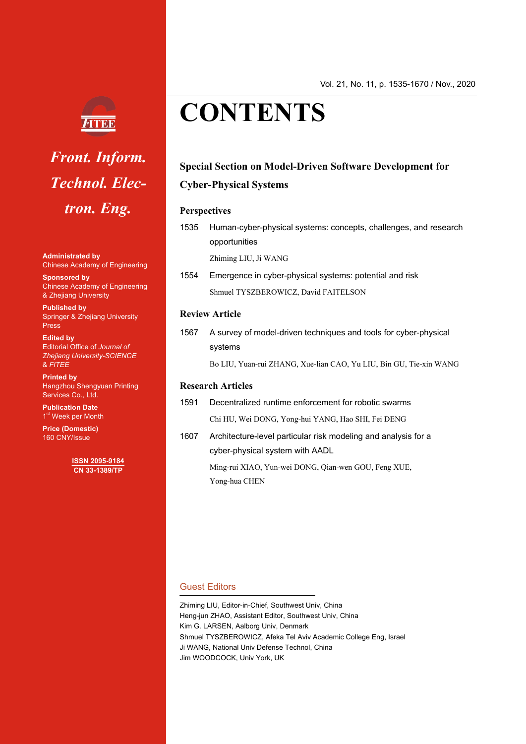FITEE

*Front. Inform. Technol. Electron. Eng.*

**Administrated by**
Chinese Academy of Engineering

**Sponsored by**
Chinese Academy of Engineering & Zhejiang University

**Published by**
Springer & Zhejiang University Press

**Edited by**
Editorial Office of *Journal of Zhejiang University-SCIENCE* & *FITEE*

**Printed by**
Hangzhou Shengyuan Printing Services Co., Ltd.

**Publication Date**
1st Week per Month

**Price (Domestic)**
160 CNY/Issue

**ISSN 2095-9184**
**CN 33-1389/TP**

Vol. 21, No. 11, p. 1535-1670 / Nov., 2020

# CONTENTS

## Special Section on Model-Driven Software Development for Cyber-Physical Systems

### Perspectives

1535 Human-cyber-physical systems: concepts, challenges, and research opportunities
Zhiming LIU, Ji WANG

1554 Emergence in cyber-physical systems: potential and risk
Shmuel TYSZBEROWICZ, David FAITELSON

### Review Article

1567 A survey of model-driven techniques and tools for cyber-physical systems
Bo LIU, Yuan-rui ZHANG, Xue-lian CAO, Yu LIU, Bin GU, Tie-xin WANG

### Research Articles

1591 Decentralized runtime enforcement for robotic swarms
Chi HU, Wei DONG, Yong-hui YANG, Hao SHI, Fei DENG

1607 Architecture-level particular risk modeling and analysis for a cyber-physical system with AADL
Ming-rui XIAO, Yun-wei DONG, Qian-wen GOU, Feng XUE, Yong-hua CHEN

### Guest Editors

Zhiming LIU, Editor-in-Chief, Southwest Univ, China
Heng-jun ZHAO, Assistant Editor, Southwest Univ, China
Kim G. LARSEN, Aalborg Univ, Denmark
Shmuel TYSZBEROWICZ, Afeka Tel Aviv Academic College Eng, Israel
Ji WANG, National Univ Defense Technol, China
Jim WOODCOCK, Univ York, UK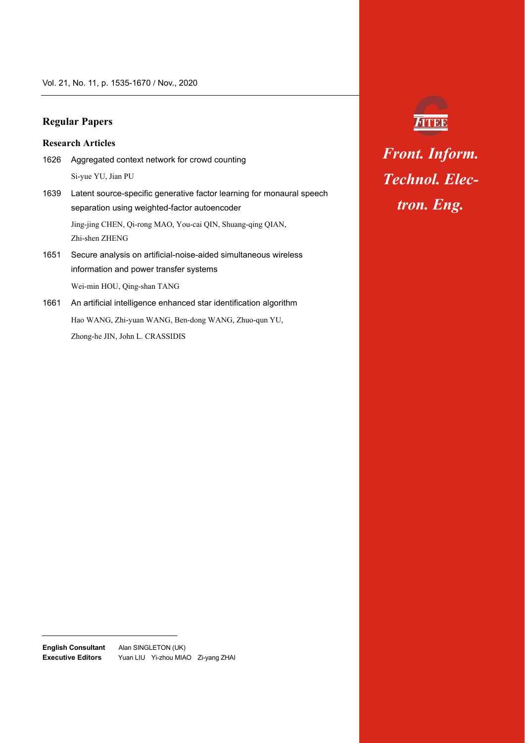## Regular Papers

### Research Articles

1626 Aggregated context network for crowd counting

Si-yue YU, Jian PU

1639 Latent source-specific generative factor learning for monaural speech separation using weighted-factor autoencoder

Jing-jing CHEN, Qi-rong MAO, You-cai QIN, Shuang-qing QIAN, Zhi-shen ZHENG

1651 Secure analysis on artificial-noise-aided simultaneous wireless information and power transfer systems

Wei-min HOU, Qing-shan TANG

1661 An artificial intelligence enhanced star identification algorithm

Hao WANG, Zhi-yuan WANG, Ben-dong WANG, Zhuo-qun YU, Zhong-he JIN, John L. CRASSIDIS

---

**English Consultant** Alan SINGLETON (UK)

**Executive Editors** Yuan LIU Yi-zhou MIAO Zi-yang ZHAI